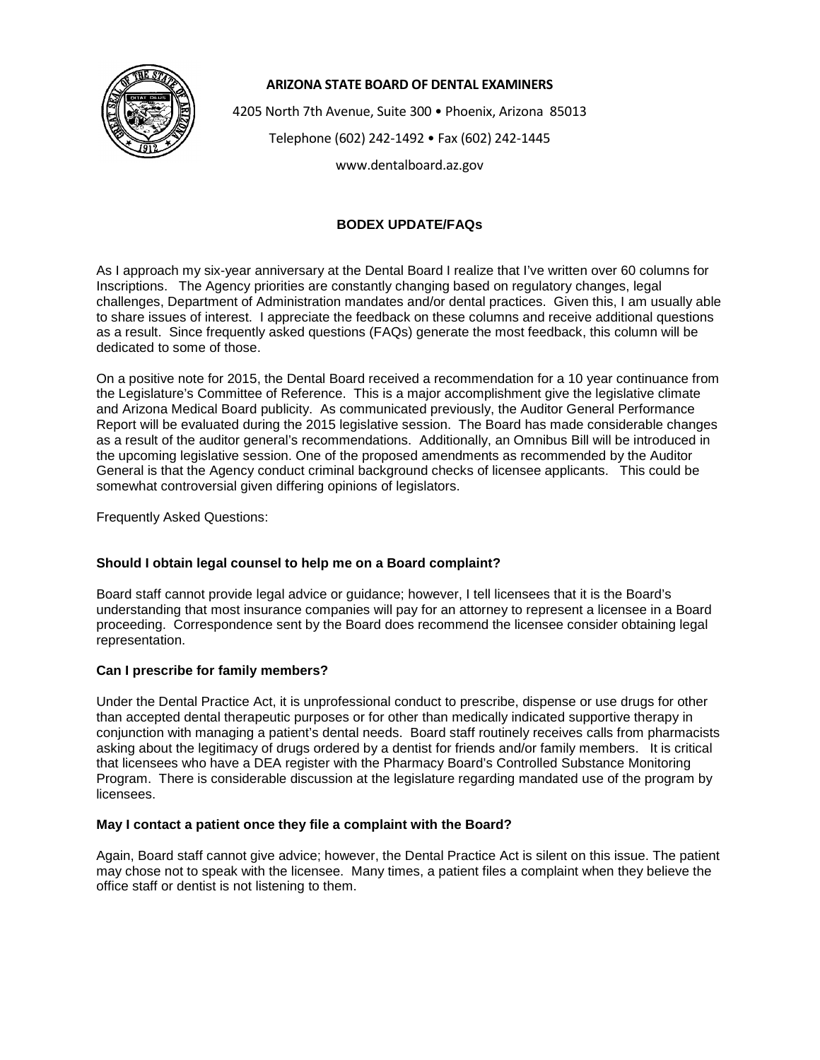**ARIZONA STATE BOARD OF DENTAL EXAMINERS**

4205 North 7th Avenue, Suite 300 • Phoenix, Arizona 85013

Telephone (602) 242-1492 • Fax (602) 242-1445

www.dentalboard.az.gov

## BODEX UPDATE/FAQs

As I approach my six-year anniversary at the Dental Board I realize that I've written over 60 columns for Inscriptions. The Agency priorities are constantly changing based on regulatory changes, legal challenges, Department of Administration mandates and/or dental practices. Given this, I am usually able to share issues of interest. I appreciate the feedback on these columns and receive additional questions as a result. Since frequently asked questions (FAQs) generate the most feedback, this column will be dedicated to some of those.

On a positive note for 2015, the Dental Board received a recommendation for a 10 year continuance from the Legislature's Committee of Reference. This is a major accomplishment give the legislative climate and Arizona Medical Board publicity. As communicated previously, the Auditor General Performance Report will be evaluated during the 2015 legislative session. The Board has made considerable changes as a result of the auditor general's recommendations. Additionally, an Omnibus Bill will be introduced in the upcoming legislative session. One of the proposed amendments as recommended by the Auditor General is that the Agency conduct criminal background checks of licensee applicants. This could be somewhat controversial given differing opinions of legislators.

Frequently Asked Questions:

### Should I obtain legal counsel to help me on a Board complaint?

Board staff cannot provide legal advice or guidance; however, I tell licensees that it is the Board's understanding that most insurance companies will pay for an attorney to represent a licensee in a Board proceeding. Correspondence sent by the Board does recommend the licensee consider obtaining legal representation.

### Can I prescribe for family members?

Under the Dental Practice Act, it is unprofessional conduct to prescribe, dispense or use drugs for other than accepted dental therapeutic purposes or for other than medically indicated supportive therapy in conjunction with managing a patient's dental needs. Board staff routinely receives calls from pharmacists asking about the legitimacy of drugs ordered by a dentist for friends and/or family members. It is critical that licensees who have a DEA register with the Pharmacy Board's Controlled Substance Monitoring Program. There is considerable discussion at the legislature regarding mandated use of the program by licensees.

### May I contact a patient once they file a complaint with the Board?

Again, Board staff cannot give advice; however, the Dental Practice Act is silent on this issue. The patient may chose not to speak with the licensee. Many times, a patient files a complaint when they believe the office staff or dentist is not listening to them.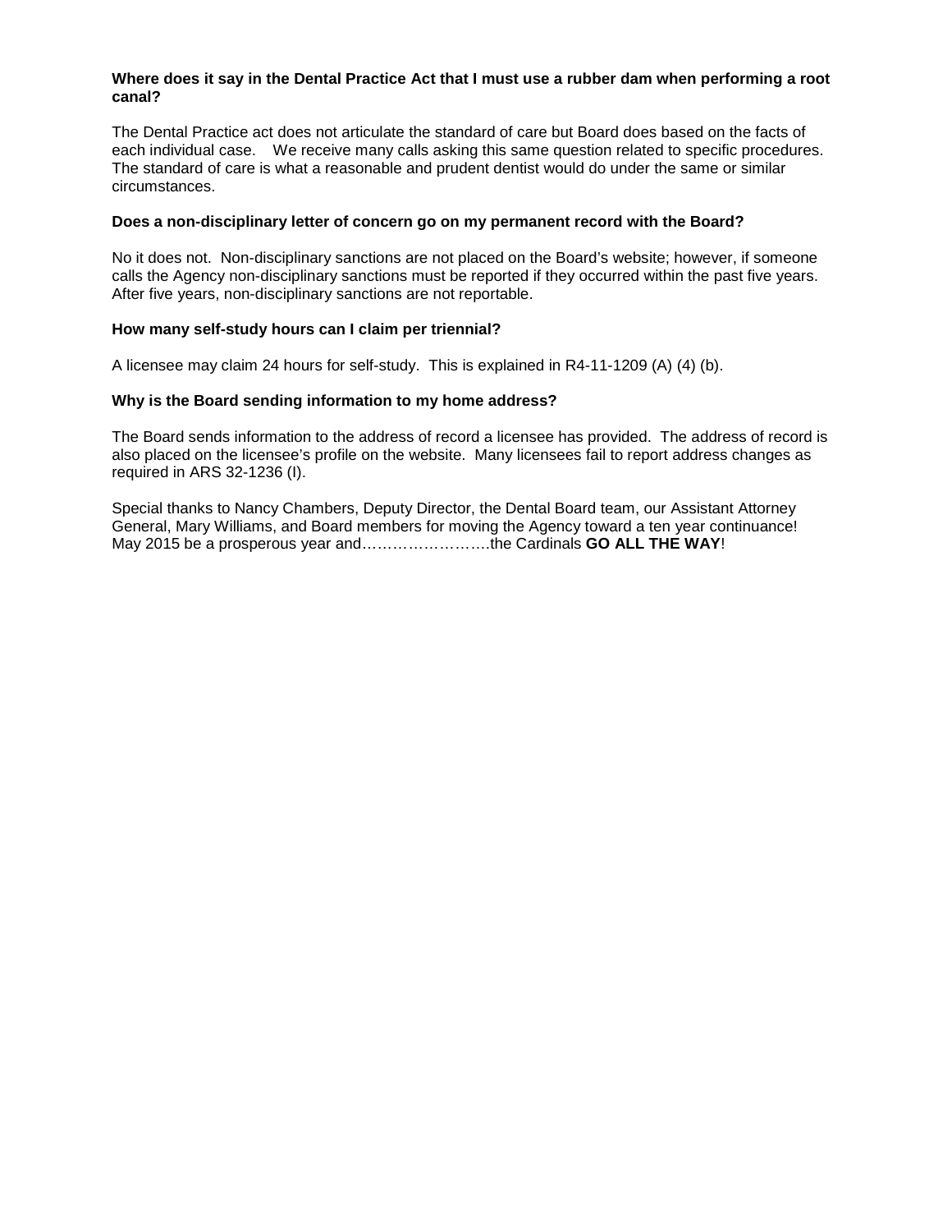**Where does it say in the Dental Practice Act that I must use a rubber dam when performing a root canal?**

The Dental Practice act does not articulate the standard of care but Board does based on the facts of each individual case. We receive many calls asking this same question related to specific procedures. The standard of care is what a reasonable and prudent dentist would do under the same or similar circumstances.

**Does a non-disciplinary letter of concern go on my permanent record with the Board?**

No it does not. Non-disciplinary sanctions are not placed on the Board's website; however, if someone calls the Agency non-disciplinary sanctions must be reported if they occurred within the past five years. After five years, non-disciplinary sanctions are not reportable.

**How many self-study hours can I claim per triennial?**

A licensee may claim 24 hours for self-study. This is explained in R4-11-1209 (A) (4) (b).

**Why is the Board sending information to my home address?**

The Board sends information to the address of record a licensee has provided. The address of record is also placed on the licensee's profile on the website. Many licensees fail to report address changes as required in ARS 32-1236 (I).

Special thanks to Nancy Chambers, Deputy Director, the Dental Board team, our Assistant Attorney General, Mary Williams, and Board members for moving the Agency toward a ten year continuance! May 2015 be a prosperous year and…………………….the Cardinals **GO ALL THE WAY**!